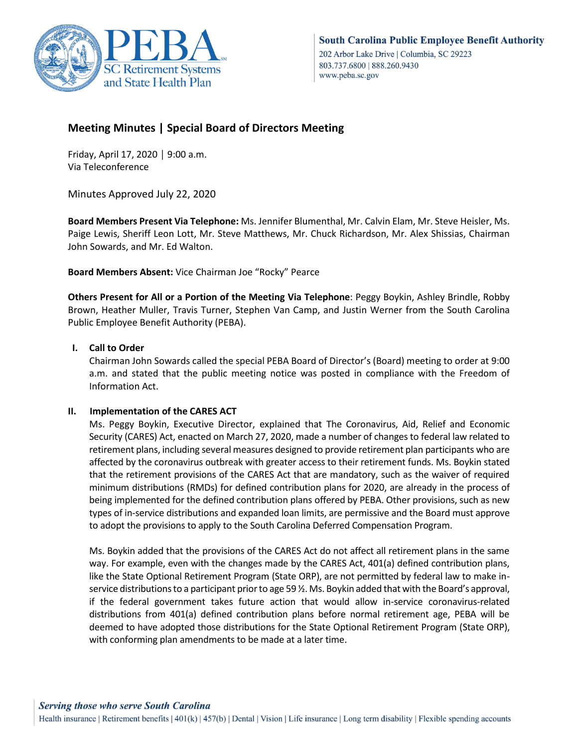South Carolina Public Employee Benefit Authority
202 Arbor Lake Drive | Columbia, SC 29223
803.737.6800 | 888.260.9430
www.peba.sc.gov

## Meeting Minutes | Special Board of Directors Meeting

Friday, April 17, 2020 | 9:00 a.m.
Via Teleconference

Minutes Approved July 22, 2020

**Board Members Present Via Telephone:** Ms. Jennifer Blumenthal, Mr. Calvin Elam, Mr. Steve Heisler, Ms. Paige Lewis, Sheriff Leon Lott, Mr. Steve Matthews, Mr. Chuck Richardson, Mr. Alex Shissias, Chairman John Sowards, and Mr. Ed Walton.

**Board Members Absent:** Vice Chairman Joe "Rocky" Pearce

**Others Present for All or a Portion of the Meeting Via Telephone**: Peggy Boykin, Ashley Brindle, Robby Brown, Heather Muller, Travis Turner, Stephen Van Camp, and Justin Werner from the South Carolina Public Employee Benefit Authority (PEBA).

### I. Call to Order

Chairman John Sowards called the special PEBA Board of Director's (Board) meeting to order at 9:00 a.m. and stated that the public meeting notice was posted in compliance with the Freedom of Information Act.

### II. Implementation of the CARES ACT

Ms. Peggy Boykin, Executive Director, explained that The Coronavirus, Aid, Relief and Economic Security (CARES) Act, enacted on March 27, 2020, made a number of changes to federal law related to retirement plans, including several measures designed to provide retirement plan participants who are affected by the coronavirus outbreak with greater access to their retirement funds. Ms. Boykin stated that the retirement provisions of the CARES Act that are mandatory, such as the waiver of required minimum distributions (RMDs) for defined contribution plans for 2020, are already in the process of being implemented for the defined contribution plans offered by PEBA. Other provisions, such as new types of in-service distributions and expanded loan limits, are permissive and the Board must approve to adopt the provisions to apply to the South Carolina Deferred Compensation Program.

Ms. Boykin added that the provisions of the CARES Act do not affect all retirement plans in the same way. For example, even with the changes made by the CARES Act, 401(a) defined contribution plans, like the State Optional Retirement Program (State ORP), are not permitted by federal law to make in-service distributions to a participant prior to age 59 ½. Ms. Boykin added that with the Board's approval, if the federal government takes future action that would allow in-service coronavirus-related distributions from 401(a) defined contribution plans before normal retirement age, PEBA will be deemed to have adopted those distributions for the State Optional Retirement Program (State ORP), with conforming plan amendments to be made at a later time.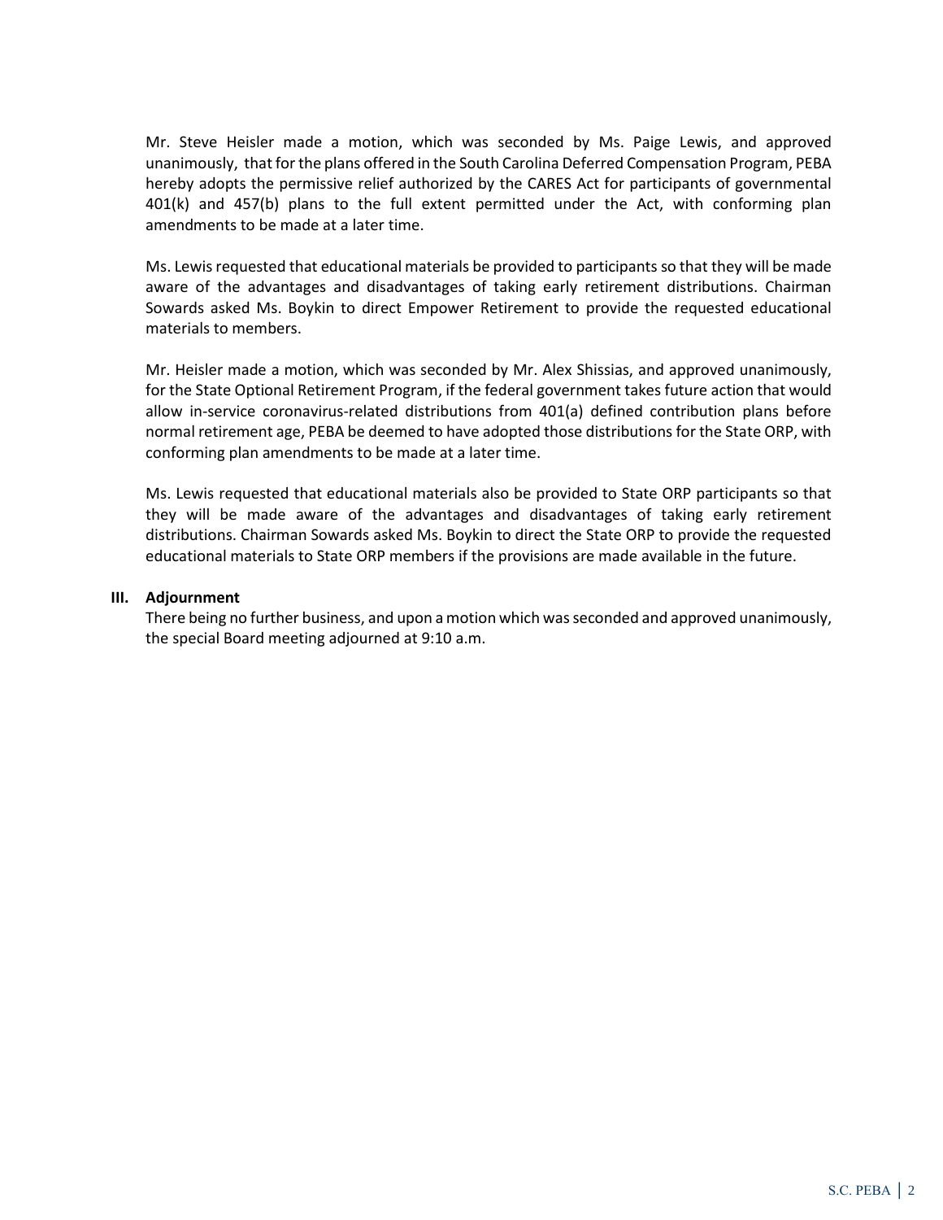Mr. Steve Heisler made a motion, which was seconded by Ms. Paige Lewis, and approved unanimously, that for the plans offered in the South Carolina Deferred Compensation Program, PEBA hereby adopts the permissive relief authorized by the CARES Act for participants of governmental 401(k) and 457(b) plans to the full extent permitted under the Act, with conforming plan amendments to be made at a later time.

Ms. Lewis requested that educational materials be provided to participants so that they will be made aware of the advantages and disadvantages of taking early retirement distributions. Chairman Sowards asked Ms. Boykin to direct Empower Retirement to provide the requested educational materials to members.

Mr. Heisler made a motion, which was seconded by Mr. Alex Shissias, and approved unanimously, for the State Optional Retirement Program, if the federal government takes future action that would allow in-service coronavirus-related distributions from 401(a) defined contribution plans before normal retirement age, PEBA be deemed to have adopted those distributions for the State ORP, with conforming plan amendments to be made at a later time.

Ms. Lewis requested that educational materials also be provided to State ORP participants so that they will be made aware of the advantages and disadvantages of taking early retirement distributions. Chairman Sowards asked Ms. Boykin to direct the State ORP to provide the requested educational materials to State ORP members if the provisions are made available in the future.

## III. Adjournment

There being no further business, and upon a motion which was seconded and approved unanimously, the special Board meeting adjourned at 9:10 a.m.